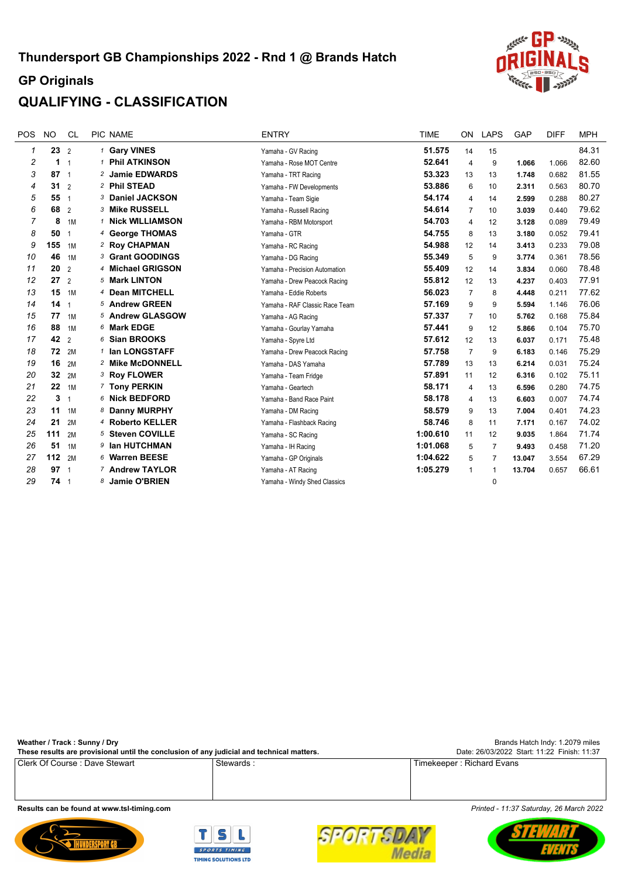# Thundersport GB Championships 2022 - Rnd 1 @ Brands Hatch

## GP Originals

## QUALIFYING - CLASSIFICATION

| POS | NO | CL | PIC | NAME | ENTRY | TIME | ON | LAPS | GAP | DIFF | MPH |
|---|---|---|---|---|---|---|---|---|---|---|---|
| 1 | 23 | 2 | 1 | Gary VINES | Yamaha - GV Racing | 51.575 | 14 | 15 | | | 84.31 |
| 2 | 1 | 1 | 1 | Phil ATKINSON | Yamaha - Rose MOT Centre | 52.641 | 4 | 9 | 1.066 | 1.066 | 82.60 |
| 3 | 87 | 1 | 2 | Jamie EDWARDS | Yamaha - TRT Racing | 53.323 | 13 | 13 | 1.748 | 0.682 | 81.55 |
| 4 | 31 | 2 | 2 | Phil STEAD | Yamaha - FW Developments | 53.886 | 6 | 10 | 2.311 | 0.563 | 80.70 |
| 5 | 55 | 1 | 3 | Daniel JACKSON | Yamaha - Team Sigie | 54.174 | 4 | 14 | 2.599 | 0.288 | 80.27 |
| 6 | 68 | 2 | 3 | Mike RUSSELL | Yamaha - Russell Racing | 54.614 | 7 | 10 | 3.039 | 0.440 | 79.62 |
| 7 | 8 | 1M | 1 | Nick WILLIAMSON | Yamaha - RBM Motorsport | 54.703 | 4 | 12 | 3.128 | 0.089 | 79.49 |
| 8 | 50 | 1 | 4 | George THOMAS | Yamaha - GTR | 54.755 | 8 | 13 | 3.180 | 0.052 | 79.41 |
| 9 | 155 | 1M | 2 | Roy CHAPMAN | Yamaha - RC Racing | 54.988 | 12 | 14 | 3.413 | 0.233 | 79.08 |
| 10 | 46 | 1M | 3 | Grant GOODINGS | Yamaha - DG Racing | 55.349 | 5 | 9 | 3.774 | 0.361 | 78.56 |
| 11 | 20 | 2 | 4 | Michael GRIGSON | Yamaha - Precision Automation | 55.409 | 12 | 14 | 3.834 | 0.060 | 78.48 |
| 12 | 27 | 2 | 5 | Mark LINTON | Yamaha - Drew Peacock Racing | 55.812 | 12 | 13 | 4.237 | 0.403 | 77.91 |
| 13 | 15 | 1M | 4 | Dean MITCHELL | Yamaha - Eddie Roberts | 56.023 | 7 | 8 | 4.448 | 0.211 | 77.62 |
| 14 | 14 | 1 | 5 | Andrew GREEN | Yamaha - RAF Classic Race Team | 57.169 | 9 | 9 | 5.594 | 1.146 | 76.06 |
| 15 | 77 | 1M | 5 | Andrew GLASGOW | Yamaha - AG Racing | 57.337 | 7 | 10 | 5.762 | 0.168 | 75.84 |
| 16 | 88 | 1M | 6 | Mark EDGE | Yamaha - Gourlay Yamaha | 57.441 | 9 | 12 | 5.866 | 0.104 | 75.70 |
| 17 | 42 | 2 | 6 | Sian BROOKS | Yamaha - Spyre Ltd | 57.612 | 12 | 13 | 6.037 | 0.171 | 75.48 |
| 18 | 72 | 2M | 1 | Ian LONGSTAFF | Yamaha - Drew Peacock Racing | 57.758 | 7 | 9 | 6.183 | 0.146 | 75.29 |
| 19 | 16 | 2M | 2 | Mike McDONNELL | Yamaha - DAS Yamaha | 57.789 | 13 | 13 | 6.214 | 0.031 | 75.24 |
| 20 | 32 | 2M | 3 | Roy FLOWER | Yamaha - Team Fridge | 57.891 | 11 | 12 | 6.316 | 0.102 | 75.11 |
| 21 | 22 | 1M | 7 | Tony PERKIN | Yamaha - Geartech | 58.171 | 4 | 13 | 6.596 | 0.280 | 74.75 |
| 22 | 3 | 1 | 6 | Nick BEDFORD | Yamaha - Band Race Paint | 58.178 | 4 | 13 | 6.603 | 0.007 | 74.74 |
| 23 | 11 | 1M | 8 | Danny MURPHY | Yamaha - DM Racing | 58.579 | 9 | 13 | 7.004 | 0.401 | 74.23 |
| 24 | 21 | 2M | 4 | Roberto KELLER | Yamaha - Flashback Racing | 58.746 | 8 | 11 | 7.171 | 0.167 | 74.02 |
| 25 | 111 | 2M | 5 | Steven COVILLE | Yamaha - SC Racing | 1:00.610 | 11 | 12 | 9.035 | 1.864 | 71.74 |
| 26 | 51 | 1M | 9 | Ian HUTCHMAN | Yamaha - IH Racing | 1:01.068 | 5 | 7 | 9.493 | 0.458 | 71.20 |
| 27 | 112 | 2M | 6 | Warren BEESE | Yamaha - GP Originals | 1:04.622 | 5 | 7 | 13.047 | 3.554 | 67.29 |
| 28 | 97 | 1 | 7 | Andrew TAYLOR | Yamaha - AT Racing | 1:05.279 | 1 | 1 | 13.704 | 0.657 | 66.61 |
| 29 | 74 | 1 | 8 | Jamie O'BRIEN | Yamaha - Windy Shed Classics | | | 0 | | | |

**Weather / Track : Sunny / Dry**

**These results are provisional until the conclusion of any judicial and technical matters.**

Brands Hatch Indy: 1.2079 miles

Date: 26/03/2022 Start: 11:22 Finish: 11:37

| Clerk Of Course : Dave Stewart | Stewards : | Timekeeper : Richard Evans |
|---|---|---|

**Results can be found at www.tsl-timing.com**

*Printed - 11:37 Saturday, 26 March 2022*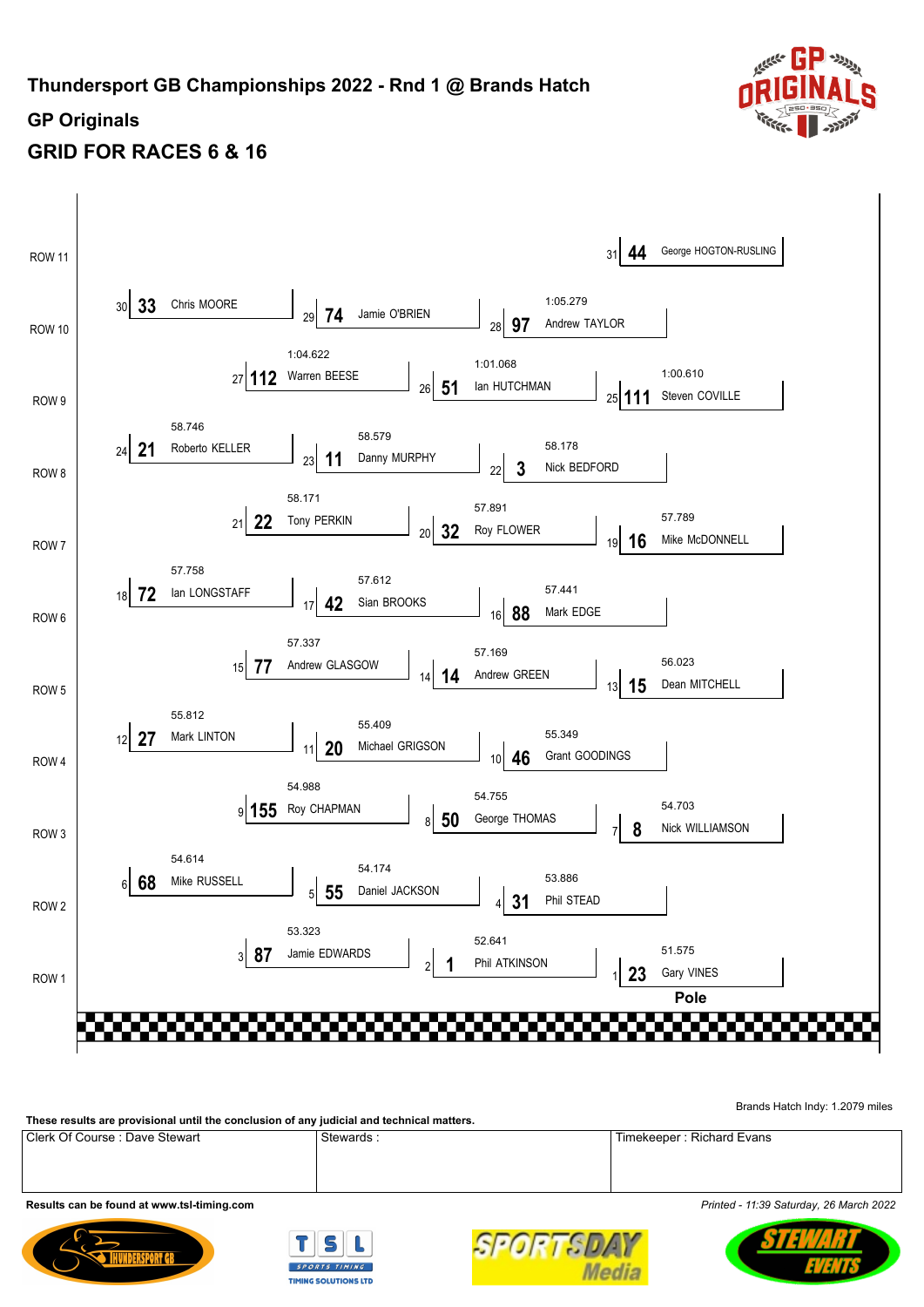# Thundersport GB Championships 2022 - Rnd 1 @ Brands Hatch

## GP Originals

## GRID FOR RACES 6 & 16

| Row | Pos | No. | Rider | Time |
|---|---|---|---|---|
| ROW 1 | 1 (Pole) | 23 | Gary VINES | 51.575 |
| ROW 1 | 2 | 1 | Phil ATKINSON | 52.641 |
| ROW 1 | 3 | 87 | Jamie EDWARDS | 53.323 |
| ROW 2 | 4 | 31 | Phil STEAD | 53.886 |
| ROW 2 | 5 | 55 | Daniel JACKSON | 54.174 |
| ROW 2 | 6 | 68 | Mike RUSSELL | 54.614 |
| ROW 3 | 7 | 8 | Nick WILLIAMSON | 54.703 |
| ROW 3 | 8 | 50 | George THOMAS | 54.755 |
| ROW 3 | 9 | 155 | Roy CHAPMAN | 54.988 |
| ROW 4 | 10 | 46 | Grant GOODINGS | 55.349 |
| ROW 4 | 11 | 20 | Michael GRIGSON | 55.409 |
| ROW 4 | 12 | 27 | Mark LINTON | 55.812 |
| ROW 5 | 13 | 15 | Dean MITCHELL | 56.023 |
| ROW 5 | 14 | 14 | Andrew GREEN | 57.169 |
| ROW 5 | 15 | 77 | Andrew GLASGOW | 57.337 |
| ROW 6 | 16 | 88 | Mark EDGE | 57.441 |
| ROW 6 | 17 | 42 | Sian BROOKS | 57.612 |
| ROW 6 | 18 | 72 | Ian LONGSTAFF | 57.758 |
| ROW 7 | 19 | 16 | Mike McDONNELL | 57.789 |
| ROW 7 | 20 | 32 | Roy FLOWER | 57.891 |
| ROW 7 | 21 | 22 | Tony PERKIN | 58.171 |
| ROW 8 | 22 | 3 | Nick BEDFORD | 58.178 |
| ROW 8 | 23 | 11 | Danny MURPHY | 58.579 |
| ROW 8 | 24 | 21 | Roberto KELLER | 58.746 |
| ROW 9 | 25 | 111 | Steven COVILLE | 1:00.610 |
| ROW 9 | 26 | 51 | Ian HUTCHMAN | 1:01.068 |
| ROW 9 | 27 | 112 | Warren BEESE | 1:04.622 |
| ROW 10 | 28 | 97 | Andrew TAYLOR | 1:05.279 |
| ROW 10 | 29 | 74 | Jamie O'BRIEN | |
| ROW 10 | 30 | 33 | Chris MOORE | |
| ROW 11 | 31 | 44 | George HOGTON-RUSLING | |

Brands Hatch Indy: 1.2079 miles

**These results are provisional until the conclusion of any judicial and technical matters.**

| Clerk Of Course : Dave Stewart | Stewards : | Timekeeper : Richard Evans |
|---|---|---|

**Results can be found at www.tsl-timing.com**

*Printed - 11:39 Saturday, 26 March 2022*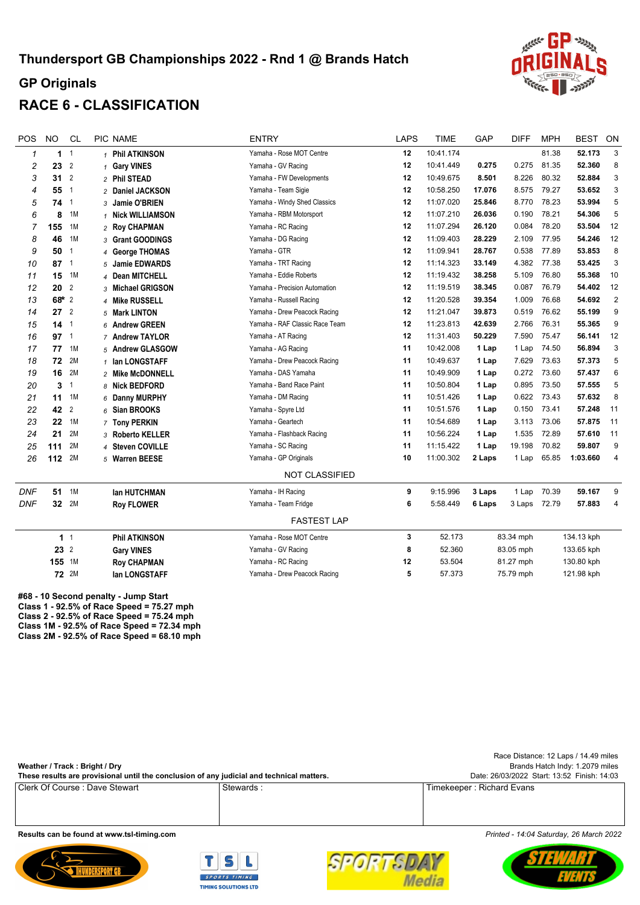# Thundersport GB Championships 2022 - Rnd 1 @ Brands Hatch

## GP Originals

## RACE 6 - CLASSIFICATION

| POS | NO | CL | PIC | NAME | ENTRY | LAPS | TIME | GAP | DIFF | MPH | BEST | ON |
|---|---|---|---|---|---|---|---|---|---|---|---|---|
| 1 | 1 | 1 | 1 | Phil ATKINSON | Yamaha - Rose MOT Centre | 12 | 10:41.174 | | | 81.38 | 52.173 | 3 |
| 2 | 23 | 2 | 1 | Gary VINES | Yamaha - GV Racing | 12 | 10:41.449 | 0.275 | 0.275 | 81.35 | 52.360 | 8 |
| 3 | 31 | 2 | 2 | Phil STEAD | Yamaha - FW Developments | 12 | 10:49.675 | 8.501 | 8.226 | 80.32 | 52.884 | 3 |
| 4 | 55 | 1 | 2 | Daniel JACKSON | Yamaha - Team Sigie | 12 | 10:58.250 | 17.076 | 8.575 | 79.27 | 53.652 | 3 |
| 5 | 74 | 1 | 3 | Jamie O'BRIEN | Yamaha - Windy Shed Classics | 12 | 11:07.020 | 25.846 | 8.770 | 78.23 | 53.994 | 5 |
| 6 | 8 | 1M | 1 | Nick WILLIAMSON | Yamaha - RBM Motorsport | 12 | 11:07.210 | 26.036 | 0.190 | 78.21 | 54.306 | 5 |
| 7 | 155 | 1M | 2 | Roy CHAPMAN | Yamaha - RC Racing | 12 | 11:07.294 | 26.120 | 0.084 | 78.20 | 53.504 | 12 |
| 8 | 46 | 1M | 3 | Grant GOODINGS | Yamaha - DG Racing | 12 | 11:09.403 | 28.229 | 2.109 | 77.95 | 54.246 | 12 |
| 9 | 50 | 1 | 4 | George THOMAS | Yamaha - GTR | 12 | 11:09.941 | 28.767 | 0.538 | 77.89 | 53.853 | 8 |
| 10 | 87 | 1 | 5 | Jamie EDWARDS | Yamaha - TRT Racing | 12 | 11:14.323 | 33.149 | 4.382 | 77.38 | 53.425 | 3 |
| 11 | 15 | 1M | 4 | Dean MITCHELL | Yamaha - Eddie Roberts | 12 | 11:19.432 | 38.258 | 5.109 | 76.80 | 55.368 | 10 |
| 12 | 20 | 2 | 3 | Michael GRIGSON | Yamaha - Precision Automation | 12 | 11:19.519 | 38.345 | 0.087 | 76.79 | 54.402 | 12 |
| 13 | 68* | 2 | 4 | Mike RUSSELL | Yamaha - Russell Racing | 12 | 11:20.528 | 39.354 | 1.009 | 76.68 | 54.692 | 2 |
| 14 | 27 | 2 | 5 | Mark LINTON | Yamaha - Drew Peacock Racing | 12 | 11:21.047 | 39.873 | 0.519 | 76.62 | 55.199 | 9 |
| 15 | 14 | 1 | 6 | Andrew GREEN | Yamaha - RAF Classic Race Team | 12 | 11:23.813 | 42.639 | 2.766 | 76.31 | 55.365 | 9 |
| 16 | 97 | 1 | 7 | Andrew TAYLOR | Yamaha - AT Racing | 12 | 11:31.403 | 50.229 | 7.590 | 75.47 | 56.141 | 12 |
| 17 | 77 | 1M | 5 | Andrew GLASGOW | Yamaha - AG Racing | 11 | 10:42.008 | 1 Lap | 1 Lap | 74.50 | 56.894 | 3 |
| 18 | 72 | 2M | 1 | Ian LONGSTAFF | Yamaha - Drew Peacock Racing | 11 | 10:49.637 | 1 Lap | 7.629 | 73.63 | 57.373 | 5 |
| 19 | 16 | 2M | 2 | Mike McDONNELL | Yamaha - DAS Yamaha | 11 | 10:49.909 | 1 Lap | 0.272 | 73.60 | 57.437 | 6 |
| 20 | 3 | 1 | 8 | Nick BEDFORD | Yamaha - Band Race Paint | 11 | 10:50.804 | 1 Lap | 0.895 | 73.50 | 57.555 | 5 |
| 21 | 11 | 1M | 6 | Danny MURPHY | Yamaha - DM Racing | 11 | 10:51.426 | 1 Lap | 0.622 | 73.43 | 57.632 | 8 |
| 22 | 42 | 2 | 6 | Sian BROOKS | Yamaha - Spyre Ltd | 11 | 10:51.576 | 1 Lap | 0.150 | 73.41 | 57.248 | 11 |
| 23 | 22 | 1M | 7 | Tony PERKIN | Yamaha - Geartech | 11 | 10:54.689 | 1 Lap | 3.113 | 73.06 | 57.875 | 11 |
| 24 | 21 | 2M | 3 | Roberto KELLER | Yamaha - Flashback Racing | 11 | 10:56.224 | 1 Lap | 1.535 | 72.89 | 57.610 | 11 |
| 25 | 111 | 2M | 4 | Steven COVILLE | Yamaha - SC Racing | 11 | 11:15.422 | 1 Lap | 19.198 | 70.82 | 59.807 | 9 |
| 26 | 112 | 2M | 5 | Warren BEESE | Yamaha - GP Originals | 10 | 11:00.302 | 2 Laps | 1 Lap | 65.85 | 1:03.660 | 4 |
| | | | | **NOT CLASSIFIED** | | | | | | | | |
| DNF | 51 | 1M | | Ian HUTCHMAN | Yamaha - IH Racing | 9 | 9:15.996 | 3 Laps | 1 Lap | 70.39 | 59.167 | 9 |
| DNF | 32 | 2M | | Roy FLOWER | Yamaha - Team Fridge | 6 | 5:58.449 | 6 Laps | 3 Laps | 72.79 | 57.883 | 4 |

### FASTEST LAP

| NO | CL | NAME | ENTRY | LAP | TIME | MPH | KPH |
|---|---|---|---|---|---|---|---|
| 1 | 1 | Phil ATKINSON | Yamaha - Rose MOT Centre | 3 | 52.173 | 83.34 mph | 134.13 kph |
| 23 | 2 | Gary VINES | Yamaha - GV Racing | 8 | 52.360 | 83.05 mph | 133.65 kph |
| 155 | 1M | Roy CHAPMAN | Yamaha - RC Racing | 12 | 53.504 | 81.27 mph | 130.80 kph |
| 72 | 2M | Ian LONGSTAFF | Yamaha - Drew Peacock Racing | 5 | 57.373 | 75.79 mph | 121.98 kph |

**#68 - 10 Second penalty - Jump Start**
**Class 1 - 92.5% of Race Speed = 75.27 mph**
**Class 2 - 92.5% of Race Speed = 75.24 mph**
**Class 1M - 92.5% of Race Speed = 72.34 mph**
**Class 2M - 92.5% of Race Speed = 68.10 mph**

**Weather / Track : Bright / Dry**
**These results are provisional until the conclusion of any judicial and technical matters.**

Race Distance: 12 Laps / 14.49 miles
Brands Hatch Indy: 1.2079 miles
Date: 26/03/2022 Start: 13:52 Finish: 14:03

| Clerk Of Course : Dave Stewart | Stewards : | Timekeeper : Richard Evans |
|---|---|---|

**Results can be found at www.tsl-timing.com**

*Printed - 14:04 Saturday, 26 March 2022*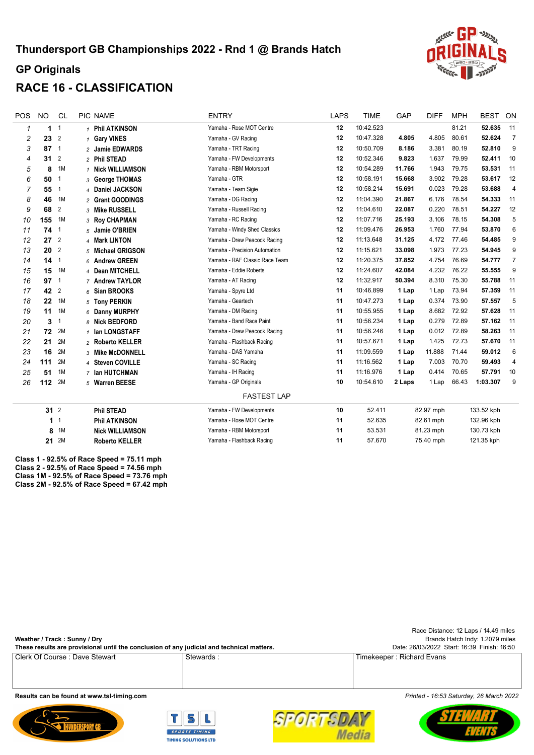# Thundersport GB Championships 2022 - Rnd 1 @ Brands Hatch

## GP Originals

## RACE 16 - CLASSIFICATION

| POS | NO | CL | PIC | NAME | ENTRY | LAPS | TIME | GAP | DIFF | MPH | BEST | ON |
|---|---|---|---|---|---|---|---|---|---|---|---|---|
| 1 | 1 | 1 | 1 | Phil ATKINSON | Yamaha - Rose MOT Centre | 12 | 10:42.523 | | | 81.21 | 52.635 | 11 |
| 2 | 23 | 2 | 1 | Gary VINES | Yamaha - GV Racing | 12 | 10:47.328 | 4.805 | 4.805 | 80.61 | 52.624 | 7 |
| 3 | 87 | 1 | 2 | Jamie EDWARDS | Yamaha - TRT Racing | 12 | 10:50.709 | 8.186 | 3.381 | 80.19 | 52.810 | 9 |
| 4 | 31 | 2 | 2 | Phil STEAD | Yamaha - FW Developments | 12 | 10:52.346 | 9.823 | 1.637 | 79.99 | 52.411 | 10 |
| 5 | 8 | 1M | 1 | Nick WILLIAMSON | Yamaha - RBM Motorsport | 12 | 10:54.289 | 11.766 | 1.943 | 79.75 | 53.531 | 11 |
| 6 | 50 | 1 | 3 | George THOMAS | Yamaha - GTR | 12 | 10:58.191 | 15.668 | 3.902 | 79.28 | 53.617 | 12 |
| 7 | 55 | 1 | 4 | Daniel JACKSON | Yamaha - Team Sigie | 12 | 10:58.214 | 15.691 | 0.023 | 79.28 | 53.688 | 4 |
| 8 | 46 | 1M | 2 | Grant GOODINGS | Yamaha - DG Racing | 12 | 11:04.390 | 21.867 | 6.176 | 78.54 | 54.333 | 11 |
| 9 | 68 | 2 | 3 | Mike RUSSELL | Yamaha - Russell Racing | 12 | 11:04.610 | 22.087 | 0.220 | 78.51 | 54.227 | 12 |
| 10 | 155 | 1M | 3 | Roy CHAPMAN | Yamaha - RC Racing | 12 | 11:07.716 | 25.193 | 3.106 | 78.15 | 54.308 | 5 |
| 11 | 74 | 1 | 5 | Jamie O'BRIEN | Yamaha - Windy Shed Classics | 12 | 11:09.476 | 26.953 | 1.760 | 77.94 | 53.870 | 6 |
| 12 | 27 | 2 | 4 | Mark LINTON | Yamaha - Drew Peacock Racing | 12 | 11:13.648 | 31.125 | 4.172 | 77.46 | 54.485 | 9 |
| 13 | 20 | 2 | 5 | Michael GRIGSON | Yamaha - Precision Automation | 12 | 11:15.621 | 33.098 | 1.973 | 77.23 | 54.945 | 9 |
| 14 | 14 | 1 | 6 | Andrew GREEN | Yamaha - RAF Classic Race Team | 12 | 11:20.375 | 37.852 | 4.754 | 76.69 | 54.777 | 7 |
| 15 | 15 | 1M | 4 | Dean MITCHELL | Yamaha - Eddie Roberts | 12 | 11:24.607 | 42.084 | 4.232 | 76.22 | 55.555 | 9 |
| 16 | 97 | 1 | 7 | Andrew TAYLOR | Yamaha - AT Racing | 12 | 11:32.917 | 50.394 | 8.310 | 75.30 | 55.788 | 11 |
| 17 | 42 | 2 | 6 | Sian BROOKS | Yamaha - Spyre Ltd | 11 | 10:46.899 | 1 Lap | 1 Lap | 73.94 | 57.359 | 11 |
| 18 | 22 | 1M | 5 | Tony PERKIN | Yamaha - Geartech | 11 | 10:47.273 | 1 Lap | 0.374 | 73.90 | 57.557 | 5 |
| 19 | 11 | 1M | 6 | Danny MURPHY | Yamaha - DM Racing | 11 | 10:55.955 | 1 Lap | 8.682 | 72.92 | 57.628 | 11 |
| 20 | 3 | 1 | 8 | Nick BEDFORD | Yamaha - Band Race Paint | 11 | 10:56.234 | 1 Lap | 0.279 | 72.89 | 57.162 | 11 |
| 21 | 72 | 2M | 1 | Ian LONGSTAFF | Yamaha - Drew Peacock Racing | 11 | 10:56.246 | 1 Lap | 0.012 | 72.89 | 58.263 | 11 |
| 22 | 21 | 2M | 2 | Roberto KELLER | Yamaha - Flashback Racing | 11 | 10:57.671 | 1 Lap | 1.425 | 72.73 | 57.670 | 11 |
| 23 | 16 | 2M | 3 | Mike McDONNELL | Yamaha - DAS Yamaha | 11 | 11:09.559 | 1 Lap | 11.888 | 71.44 | 59.012 | 6 |
| 24 | 111 | 2M | 4 | Steven COVILLE | Yamaha - SC Racing | 11 | 11:16.562 | 1 Lap | 7.003 | 70.70 | 59.493 | 4 |
| 25 | 51 | 1M | 7 | Ian HUTCHMAN | Yamaha - IH Racing | 11 | 11:16.976 | 1 Lap | 0.414 | 70.65 | 57.791 | 10 |
| 26 | 112 | 2M | 5 | Warren BEESE | Yamaha - GP Originals | 10 | 10:54.610 | 2 Laps | 1 Lap | 66.43 | 1:03.307 | 9 |

### FASTEST LAP

| NO | CL | NAME | ENTRY | LAP | TIME | MPH | KPH |
|---|---|---|---|---|---|---|---|
| 31 | 2 | Phil STEAD | Yamaha - FW Developments | 10 | 52.411 | 82.97 mph | 133.52 kph |
| 1 | 1 | Phil ATKINSON | Yamaha - Rose MOT Centre | 11 | 52.635 | 82.61 mph | 132.96 kph |
| 8 | 1M | Nick WILLIAMSON | Yamaha - RBM Motorsport | 11 | 53.531 | 81.23 mph | 130.73 kph |
| 21 | 2M | Roberto KELLER | Yamaha - Flashback Racing | 11 | 57.670 | 75.40 mph | 121.35 kph |

**Class 1 - 92.5% of Race Speed = 75.11 mph**
**Class 2 - 92.5% of Race Speed = 74.56 mph**
**Class 1M - 92.5% of Race Speed = 73.76 mph**
**Class 2M - 92.5% of Race Speed = 67.42 mph**

**Weather / Track : Sunny / Dry**
**These results are provisional until the conclusion of any judicial and technical matters.**

Race Distance: 12 Laps / 14.49 miles
Brands Hatch Indy: 1.2079 miles
Date: 26/03/2022 Start: 16:39 Finish: 16:50

| Clerk Of Course : Dave Stewart | Stewards : | Timekeeper : Richard Evans |
|---|---|---|

**Results can be found at www.tsl-timing.com**

*Printed - 16:53 Saturday, 26 March 2022*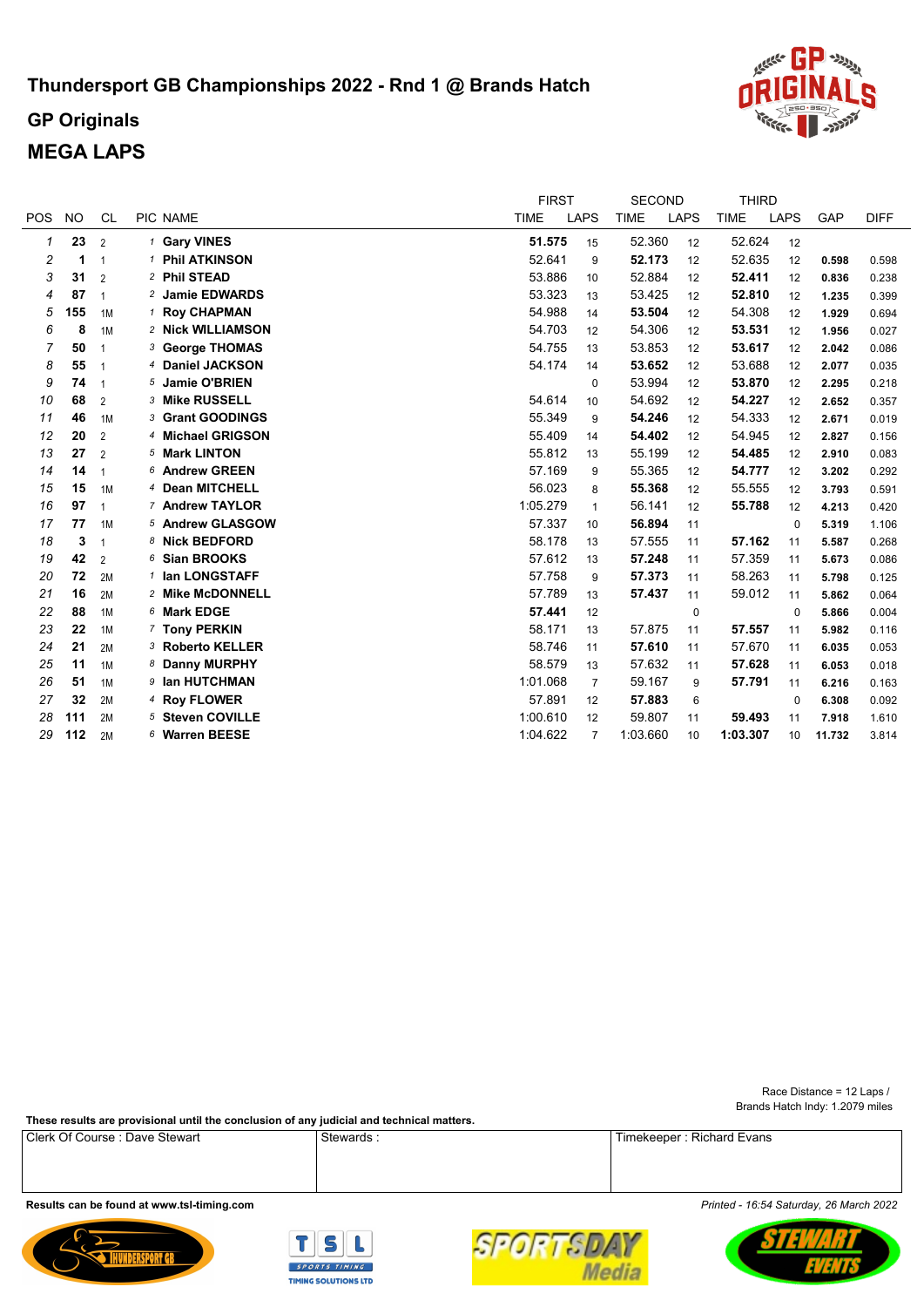# Thundersport GB Championships 2022 - Rnd 1 @ Brands Hatch

## GP Originals

## MEGA LAPS

| POS | NO | CL | PIC | NAME | FIRST TIME | FIRST LAPS | SECOND TIME | SECOND LAPS | THIRD TIME | THIRD LAPS | GAP | DIFF |
|---|---|---|---|---|---|---|---|---|---|---|---|---|
| 1 | 23 | 2 | 1 | Gary VINES | **51.575** | 15 | 52.360 | 12 | 52.624 | 12 | | |
| 2 | 1 | 1 | 1 | Phil ATKINSON | 52.641 | 9 | **52.173** | 12 | 52.635 | 12 | 0.598 | 0.598 |
| 3 | 31 | 2 | 2 | Phil STEAD | 53.886 | 10 | 52.884 | 12 | **52.411** | 12 | 0.836 | 0.238 |
| 4 | 87 | 1 | 2 | Jamie EDWARDS | 53.323 | 13 | 53.425 | 12 | **52.810** | 12 | 1.235 | 0.399 |
| 5 | 155 | 1M | 1 | Roy CHAPMAN | 54.988 | 14 | **53.504** | 12 | 54.308 | 12 | 1.929 | 0.694 |
| 6 | 8 | 1M | 2 | Nick WILLIAMSON | 54.703 | 12 | 54.306 | 12 | **53.531** | 12 | 1.956 | 0.027 |
| 7 | 50 | 1 | 3 | George THOMAS | 54.755 | 13 | 53.853 | 12 | **53.617** | 12 | 2.042 | 0.086 |
| 8 | 55 | 1 | 4 | Daniel JACKSON | 54.174 | 14 | **53.652** | 12 | 53.688 | 12 | 2.077 | 0.035 |
| 9 | 74 | 1 | 5 | Jamie O'BRIEN | | 0 | 53.994 | 12 | **53.870** | 12 | 2.295 | 0.218 |
| 10 | 68 | 2 | 3 | Mike RUSSELL | 54.614 | 10 | 54.692 | 12 | **54.227** | 12 | 2.652 | 0.357 |
| 11 | 46 | 1M | 3 | Grant GOODINGS | 55.349 | 9 | **54.246** | 12 | 54.333 | 12 | 2.671 | 0.019 |
| 12 | 20 | 2 | 4 | Michael GRIGSON | 55.409 | 14 | **54.402** | 12 | 54.945 | 12 | 2.827 | 0.156 |
| 13 | 27 | 2 | 5 | Mark LINTON | 55.812 | 13 | 55.199 | 12 | **54.485** | 12 | 2.910 | 0.083 |
| 14 | 14 | 1 | 6 | Andrew GREEN | 57.169 | 9 | 55.365 | 12 | **54.777** | 12 | 3.202 | 0.292 |
| 15 | 15 | 1M | 4 | Dean MITCHELL | 56.023 | 8 | **55.368** | 12 | 55.555 | 12 | 3.793 | 0.591 |
| 16 | 97 | 1 | 7 | Andrew TAYLOR | 1:05.279 | 1 | 56.141 | 12 | **55.788** | 12 | 4.213 | 0.420 |
| 17 | 77 | 1M | 5 | Andrew GLASGOW | 57.337 | 10 | **56.894** | 11 | | 0 | 5.319 | 1.106 |
| 18 | 3 | 1 | 8 | Nick BEDFORD | 58.178 | 13 | 57.555 | 11 | **57.162** | 11 | 5.587 | 0.268 |
| 19 | 42 | 2 | 6 | Sian BROOKS | 57.612 | 13 | **57.248** | 11 | 57.359 | 11 | 5.673 | 0.086 |
| 20 | 72 | 2M | 1 | Ian LONGSTAFF | 57.758 | 9 | **57.373** | 11 | 58.263 | 11 | 5.798 | 0.125 |
| 21 | 16 | 2M | 2 | Mike McDONNELL | 57.789 | 13 | **57.437** | 11 | 59.012 | 11 | 5.862 | 0.064 |
| 22 | 88 | 1M | 6 | Mark EDGE | **57.441** | 12 | | 0 | | 0 | 5.866 | 0.004 |
| 23 | 22 | 1M | 7 | Tony PERKIN | 58.171 | 13 | 57.875 | 11 | **57.557** | 11 | 5.982 | 0.116 |
| 24 | 21 | 2M | 3 | Roberto KELLER | 58.746 | 11 | **57.610** | 11 | 57.670 | 11 | 6.035 | 0.053 |
| 25 | 11 | 1M | 8 | Danny MURPHY | 58.579 | 13 | 57.632 | 11 | **57.628** | 11 | 6.053 | 0.018 |
| 26 | 51 | 1M | 9 | Ian HUTCHMAN | 1:01.068 | 7 | 59.167 | 9 | **57.791** | 11 | 6.216 | 0.163 |
| 27 | 32 | 2M | 4 | Roy FLOWER | 57.891 | 12 | **57.883** | 6 | | 0 | 6.308 | 0.092 |
| 28 | 111 | 2M | 5 | Steven COVILLE | 1:00.610 | 12 | 59.807 | 11 | **59.493** | 11 | 7.918 | 1.610 |
| 29 | 112 | 2M | 6 | Warren BEESE | 1:04.622 | 7 | 1:03.660 | 10 | **1:03.307** | 10 | 11.732 | 3.814 |

Race Distance = 12 Laps /
Brands Hatch Indy: 1.2079 miles

**These results are provisional until the conclusion of any judicial and technical matters.**

| Clerk Of Course : Dave Stewart | Stewards : | Timekeeper : Richard Evans |
|---|---|---|

**Results can be found at www.tsl-timing.com**

*Printed - 16:54 Saturday, 26 March 2022*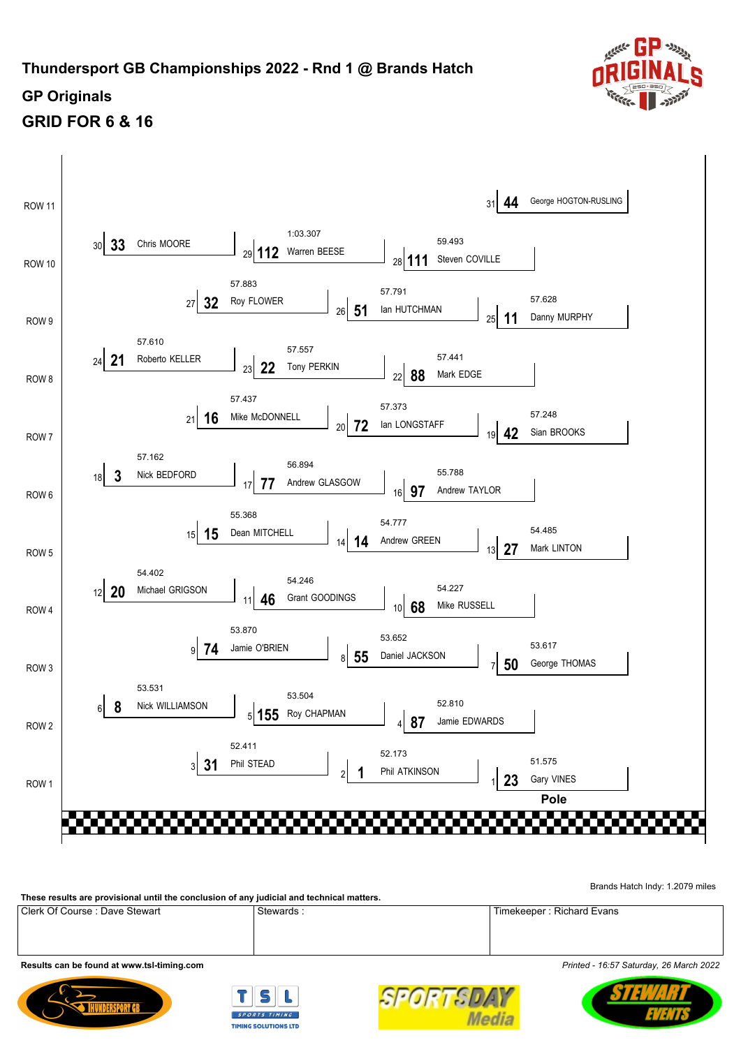# Thundersport GB Championships 2022 - Rnd 1 @ Brands Hatch

## GP Originals

## GRID FOR 6 & 16

| Row | Pos | No. | Name | Time |
|---|---|---|---|---|
| ROW 11 | 31 | 44 | George HOGTON-RUSLING | |
| ROW 10 | 30 | 33 | Chris MOORE | |
| ROW 10 | 29 | 112 | Warren BEESE | 1:03.307 |
| ROW 10 | 28 | 111 | Steven COVILLE | 59.493 |
| ROW 9 | 27 | 32 | Roy FLOWER | 57.883 |
| ROW 9 | 26 | 51 | Ian HUTCHMAN | 57.791 |
| ROW 9 | 25 | 11 | Danny MURPHY | 57.628 |
| ROW 8 | 24 | 21 | Roberto KELLER | 57.610 |
| ROW 8 | 23 | 22 | Tony PERKIN | 57.557 |
| ROW 8 | 22 | 88 | Mark EDGE | 57.441 |
| ROW 7 | 21 | 16 | Mike McDONNELL | 57.437 |
| ROW 7 | 20 | 72 | Ian LONGSTAFF | 57.373 |
| ROW 7 | 19 | 42 | Sian BROOKS | 57.248 |
| ROW 6 | 18 | 3 | Nick BEDFORD | 57.162 |
| ROW 6 | 17 | 77 | Andrew GLASGOW | 56.894 |
| ROW 6 | 16 | 97 | Andrew TAYLOR | 55.788 |
| ROW 5 | 15 | 15 | Dean MITCHELL | 55.368 |
| ROW 5 | 14 | 14 | Andrew GREEN | 54.777 |
| ROW 5 | 13 | 27 | Mark LINTON | 54.485 |
| ROW 4 | 12 | 20 | Michael GRIGSON | 54.402 |
| ROW 4 | 11 | 46 | Grant GOODINGS | 54.246 |
| ROW 4 | 10 | 68 | Mike RUSSELL | 54.227 |
| ROW 3 | 9 | 74 | Jamie O'BRIEN | 53.870 |
| ROW 3 | 8 | 55 | Daniel JACKSON | 53.652 |
| ROW 3 | 7 | 50 | George THOMAS | 53.617 |
| ROW 2 | 6 | 8 | Nick WILLIAMSON | 53.531 |
| ROW 2 | 5 | 155 | Roy CHAPMAN | 53.504 |
| ROW 2 | 4 | 87 | Jamie EDWARDS | 52.810 |
| ROW 1 | 3 | 31 | Phil STEAD | 52.411 |
| ROW 1 | 2 | 1 | Phil ATKINSON | 52.173 |
| ROW 1 | 1 | 23 | Gary VINES | 51.575 |

Pole

Brands Hatch Indy: 1.2079 miles

**These results are provisional until the conclusion of any judicial and technical matters.**

| Clerk Of Course : Dave Stewart | Stewards : | Timekeeper : Richard Evans |
|---|---|---|

**Results can be found at www.tsl-timing.com**

*Printed - 16:57 Saturday, 26 March 2022*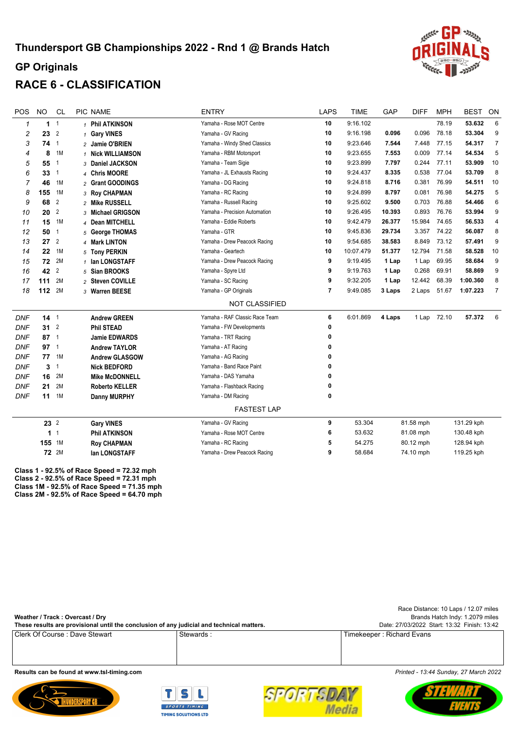# Thundersport GB Championships 2022 - Rnd 1 @ Brands Hatch

## GP Originals

## RACE 6 - CLASSIFICATION

| POS | NO | CL | PIC | NAME | ENTRY | LAPS | TIME | GAP | DIFF | MPH | BEST | ON |
|---|---|---|---|---|---|---|---|---|---|---|---|---|
| 1 | 1 | 1 | 1 | Phil ATKINSON | Yamaha - Rose MOT Centre | 10 | 9:16.102 | | | 78.19 | 53.632 | 6 |
| 2 | 23 | 2 | 1 | Gary VINES | Yamaha - GV Racing | 10 | 9:16.198 | 0.096 | 0.096 | 78.18 | 53.304 | 9 |
| 3 | 74 | 1 | 2 | Jamie O'BRIEN | Yamaha - Windy Shed Classics | 10 | 9:23.646 | 7.544 | 7.448 | 77.15 | 54.317 | 7 |
| 4 | 8 | 1M | 1 | Nick WILLIAMSON | Yamaha - RBM Motorsport | 10 | 9:23.655 | 7.553 | 0.009 | 77.14 | 54.534 | 5 |
| 5 | 55 | 1 | 3 | Daniel JACKSON | Yamaha - Team Sigie | 10 | 9:23.899 | 7.797 | 0.244 | 77.11 | 53.909 | 10 |
| 6 | 33 | 1 | 4 | Chris MOORE | Yamaha - JL Exhausts Racing | 10 | 9:24.437 | 8.335 | 0.538 | 77.04 | 53.709 | 8 |
| 7 | 46 | 1M | 2 | Grant GOODINGS | Yamaha - DG Racing | 10 | 9:24.818 | 8.716 | 0.381 | 76.99 | 54.511 | 10 |
| 8 | 155 | 1M | 3 | Roy CHAPMAN | Yamaha - RC Racing | 10 | 9:24.899 | 8.797 | 0.081 | 76.98 | 54.275 | 5 |
| 9 | 68 | 2 | 2 | Mike RUSSELL | Yamaha - Russell Racing | 10 | 9:25.602 | 9.500 | 0.703 | 76.88 | 54.466 | 6 |
| 10 | 20 | 2 | 3 | Michael GRIGSON | Yamaha - Precision Automation | 10 | 9:26.495 | 10.393 | 0.893 | 76.76 | 53.994 | 9 |
| 11 | 15 | 1M | 4 | Dean MITCHELL | Yamaha - Eddie Roberts | 10 | 9:42.479 | 26.377 | 15.984 | 74.65 | 56.533 | 4 |
| 12 | 50 | 1 | 5 | George THOMAS | Yamaha - GTR | 10 | 9:45.836 | 29.734 | 3.357 | 74.22 | 56.087 | 8 |
| 13 | 27 | 2 | 4 | Mark LINTON | Yamaha - Drew Peacock Racing | 10 | 9:54.685 | 38.583 | 8.849 | 73.12 | 57.491 | 9 |
| 14 | 22 | 1M | 5 | Tony PERKIN | Yamaha - Geartech | 10 | 10:07.479 | 51.377 | 12.794 | 71.58 | 58.528 | 10 |
| 15 | 72 | 2M | 1 | Ian LONGSTAFF | Yamaha - Drew Peacock Racing | 9 | 9:19.495 | 1 Lap | 1 Lap | 69.95 | 58.684 | 9 |
| 16 | 42 | 2 | 5 | Sian BROOKS | Yamaha - Spyre Ltd | 9 | 9:19.763 | 1 Lap | 0.268 | 69.91 | 58.869 | 9 |
| 17 | 111 | 2M | 2 | Steven COVILLE | Yamaha - SC Racing | 9 | 9:32.205 | 1 Lap | 12.442 | 68.39 | 1:00.360 | 8 |
| 18 | 112 | 2M | 3 | Warren BEESE | Yamaha - GP Originals | 7 | 9:49.085 | 3 Laps | 2 Laps | 51.67 | 1:07.223 | 7 |

NOT CLASSIFIED

| POS | NO | CL | PIC | NAME | ENTRY | LAPS | TIME | GAP | DIFF | MPH | BEST | ON |
|---|---|---|---|---|---|---|---|---|---|---|---|---|
| DNF | 14 | 1 | | Andrew GREEN | Yamaha - RAF Classic Race Team | 6 | 6:01.869 | 4 Laps | 1 Lap | 72.10 | 57.372 | 6 |
| DNF | 31 | 2 | | Phil STEAD | Yamaha - FW Developments | 0 | | | | | | |
| DNF | 87 | 1 | | Jamie EDWARDS | Yamaha - TRT Racing | 0 | | | | | | |
| DNF | 97 | 1 | | Andrew TAYLOR | Yamaha - AT Racing | 0 | | | | | | |
| DNF | 77 | 1M | | Andrew GLASGOW | Yamaha - AG Racing | 0 | | | | | | |
| DNF | 3 | 1 | | Nick BEDFORD | Yamaha - Band Race Paint | 0 | | | | | | |
| DNF | 16 | 2M | | Mike McDONNELL | Yamaha - DAS Yamaha | 0 | | | | | | |
| DNF | 21 | 2M | | Roberto KELLER | Yamaha - Flashback Racing | 0 | | | | | | |
| DNF | 11 | 1M | | Danny MURPHY | Yamaha - DM Racing | 0 | | | | | | |

FASTEST LAP

| NO | CL | NAME | ENTRY | LAP | TIME | MPH | KPH |
|---|---|---|---|---|---|---|---|
| 23 | 2 | Gary VINES | Yamaha - GV Racing | 9 | 53.304 | 81.58 mph | 131.29 kph |
| 1 | 1 | Phil ATKINSON | Yamaha - Rose MOT Centre | 6 | 53.632 | 81.08 mph | 130.48 kph |
| 155 | 1M | Roy CHAPMAN | Yamaha - RC Racing | 5 | 54.275 | 80.12 mph | 128.94 kph |
| 72 | 2M | Ian LONGSTAFF | Yamaha - Drew Peacock Racing | 9 | 58.684 | 74.10 mph | 119.25 kph |

**Class 1 - 92.5% of Race Speed = 72.32 mph**
**Class 2 - 92.5% of Race Speed = 72.31 mph**
**Class 1M - 92.5% of Race Speed = 71.35 mph**
**Class 2M - 92.5% of Race Speed = 64.70 mph**

Race Distance: 10 Laps / 12.07 miles
Brands Hatch Indy: 1.2079 miles
Date: 27/03/2022 Start: 13:32 Finish: 13:42

**Weather / Track : Overcast / Dry**
**These results are provisional until the conclusion of any judicial and technical matters.**

| Clerk Of Course : Dave Stewart | Stewards : | Timekeeper : Richard Evans |
|---|---|---|

**Results can be found at www.tsl-timing.com**

*Printed - 13:44 Sunday, 27 March 2022*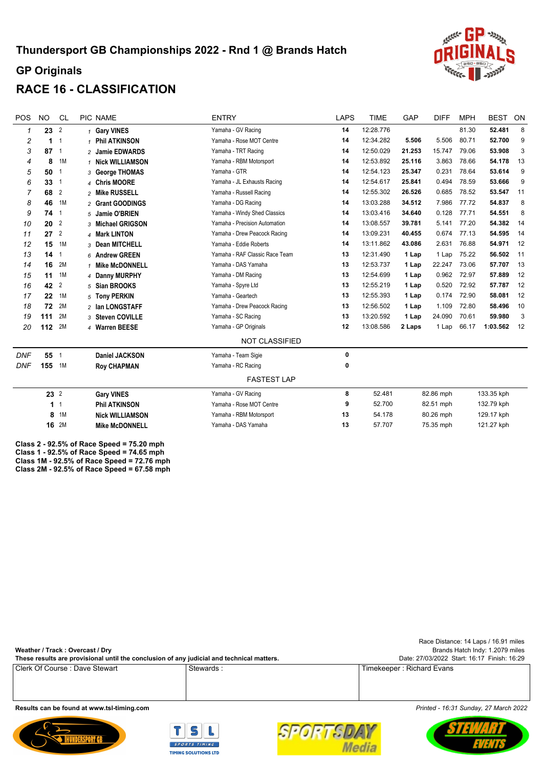# Thundersport GB Championships 2022 - Rnd 1 @ Brands Hatch

## GP Originals

## RACE 16 - CLASSIFICATION

| POS | NO | CL | PIC | NAME | ENTRY | LAPS | TIME | GAP | DIFF | MPH | BEST | ON |
|---|---|---|---|---|---|---|---|---|---|---|---|---|
| 1 | 23 | 2 | 1 | Gary VINES | Yamaha - GV Racing | 14 | 12:28.776 | | | 81.30 | 52.481 | 8 |
| 2 | 1 | 1 | 1 | Phil ATKINSON | Yamaha - Rose MOT Centre | 14 | 12:34.282 | 5.506 | 5.506 | 80.71 | 52.700 | 9 |
| 3 | 87 | 1 | 2 | Jamie EDWARDS | Yamaha - TRT Racing | 14 | 12:50.029 | 21.253 | 15.747 | 79.06 | 53.908 | 3 |
| 4 | 8 | 1M | 1 | Nick WILLIAMSON | Yamaha - RBM Motorsport | 14 | 12:53.892 | 25.116 | 3.863 | 78.66 | 54.178 | 13 |
| 5 | 50 | 1 | 3 | George THOMAS | Yamaha - GTR | 14 | 12:54.123 | 25.347 | 0.231 | 78.64 | 53.614 | 9 |
| 6 | 33 | 1 | 4 | Chris MOORE | Yamaha - JL Exhausts Racing | 14 | 12:54.617 | 25.841 | 0.494 | 78.59 | 53.666 | 9 |
| 7 | 68 | 2 | 2 | Mike RUSSELL | Yamaha - Russell Racing | 14 | 12:55.302 | 26.526 | 0.685 | 78.52 | 53.547 | 11 |
| 8 | 46 | 1M | 2 | Grant GOODINGS | Yamaha - DG Racing | 14 | 13:03.288 | 34.512 | 7.986 | 77.72 | 54.837 | 8 |
| 9 | 74 | 1 | 5 | Jamie O'BRIEN | Yamaha - Windy Shed Classics | 14 | 13:03.416 | 34.640 | 0.128 | 77.71 | 54.551 | 8 |
| 10 | 20 | 2 | 3 | Michael GRIGSON | Yamaha - Precision Automation | 14 | 13:08.557 | 39.781 | 5.141 | 77.20 | 54.382 | 14 |
| 11 | 27 | 2 | 4 | Mark LINTON | Yamaha - Drew Peacock Racing | 14 | 13:09.231 | 40.455 | 0.674 | 77.13 | 54.595 | 14 |
| 12 | 15 | 1M | 3 | Dean MITCHELL | Yamaha - Eddie Roberts | 14 | 13:11.862 | 43.086 | 2.631 | 76.88 | 54.971 | 12 |
| 13 | 14 | 1 | 6 | Andrew GREEN | Yamaha - RAF Classic Race Team | 13 | 12:31.490 | 1 Lap | 1 Lap | 75.22 | 56.502 | 11 |
| 14 | 16 | 2M | 1 | Mike McDONNELL | Yamaha - DAS Yamaha | 13 | 12:53.737 | 1 Lap | 22.247 | 73.06 | 57.707 | 13 |
| 15 | 11 | 1M | 4 | Danny MURPHY | Yamaha - DM Racing | 13 | 12:54.699 | 1 Lap | 0.962 | 72.97 | 57.889 | 12 |
| 16 | 42 | 2 | 5 | Sian BROOKS | Yamaha - Spyre Ltd | 13 | 12:55.219 | 1 Lap | 0.520 | 72.92 | 57.787 | 12 |
| 17 | 22 | 1M | 5 | Tony PERKIN | Yamaha - Geartech | 13 | 12:55.393 | 1 Lap | 0.174 | 72.90 | 58.081 | 12 |
| 18 | 72 | 2M | 2 | Ian LONGSTAFF | Yamaha - Drew Peacock Racing | 13 | 12:56.502 | 1 Lap | 1.109 | 72.80 | 58.496 | 10 |
| 19 | 111 | 2M | 3 | Steven COVILLE | Yamaha - SC Racing | 13 | 13:20.592 | 1 Lap | 24.090 | 70.61 | 59.980 | 3 |
| 20 | 112 | 2M | 4 | Warren BEESE | Yamaha - GP Originals | 12 | 13:08.586 | 2 Laps | 1 Lap | 66.17 | 1:03.562 | 12 |

NOT CLASSIFIED

| POS | NO | CL | NAME | ENTRY | LAPS |
|---|---|---|---|---|---|
| DNF | 55 | 1 | Daniel JACKSON | Yamaha - Team Sigie | 0 |
| DNF | 155 | 1M | Roy CHAPMAN | Yamaha - RC Racing | 0 |

FASTEST LAP

| NO | CL | NAME | ENTRY | LAP | TIME | MPH | KPH |
|---|---|---|---|---|---|---|---|
| 23 | 2 | Gary VINES | Yamaha - GV Racing | 8 | 52.481 | 82.86 mph | 133.35 kph |
| 1 | 1 | Phil ATKINSON | Yamaha - Rose MOT Centre | 9 | 52.700 | 82.51 mph | 132.79 kph |
| 8 | 1M | Nick WILLIAMSON | Yamaha - RBM Motorsport | 13 | 54.178 | 80.26 mph | 129.17 kph |
| 16 | 2M | Mike McDONNELL | Yamaha - DAS Yamaha | 13 | 57.707 | 75.35 mph | 121.27 kph |

**Class 2 - 92.5% of Race Speed = 75.20 mph**
**Class 1 - 92.5% of Race Speed = 74.65 mph**
**Class 1M - 92.5% of Race Speed = 72.76 mph**
**Class 2M - 92.5% of Race Speed = 67.58 mph**

Race Distance: 14 Laps / 16.91 miles
Brands Hatch Indy: 1.2079 miles
Date: 27/03/2022 Start: 16:17 Finish: 16:29

**Weather / Track : Overcast / Dry**
**These results are provisional until the conclusion of any judicial and technical matters.**

| Clerk Of Course : Dave Stewart | Stewards : | Timekeeper : Richard Evans |
|---|---|---|

**Results can be found at www.tsl-timing.com**

*Printed - 16:31 Sunday, 27 March 2022*